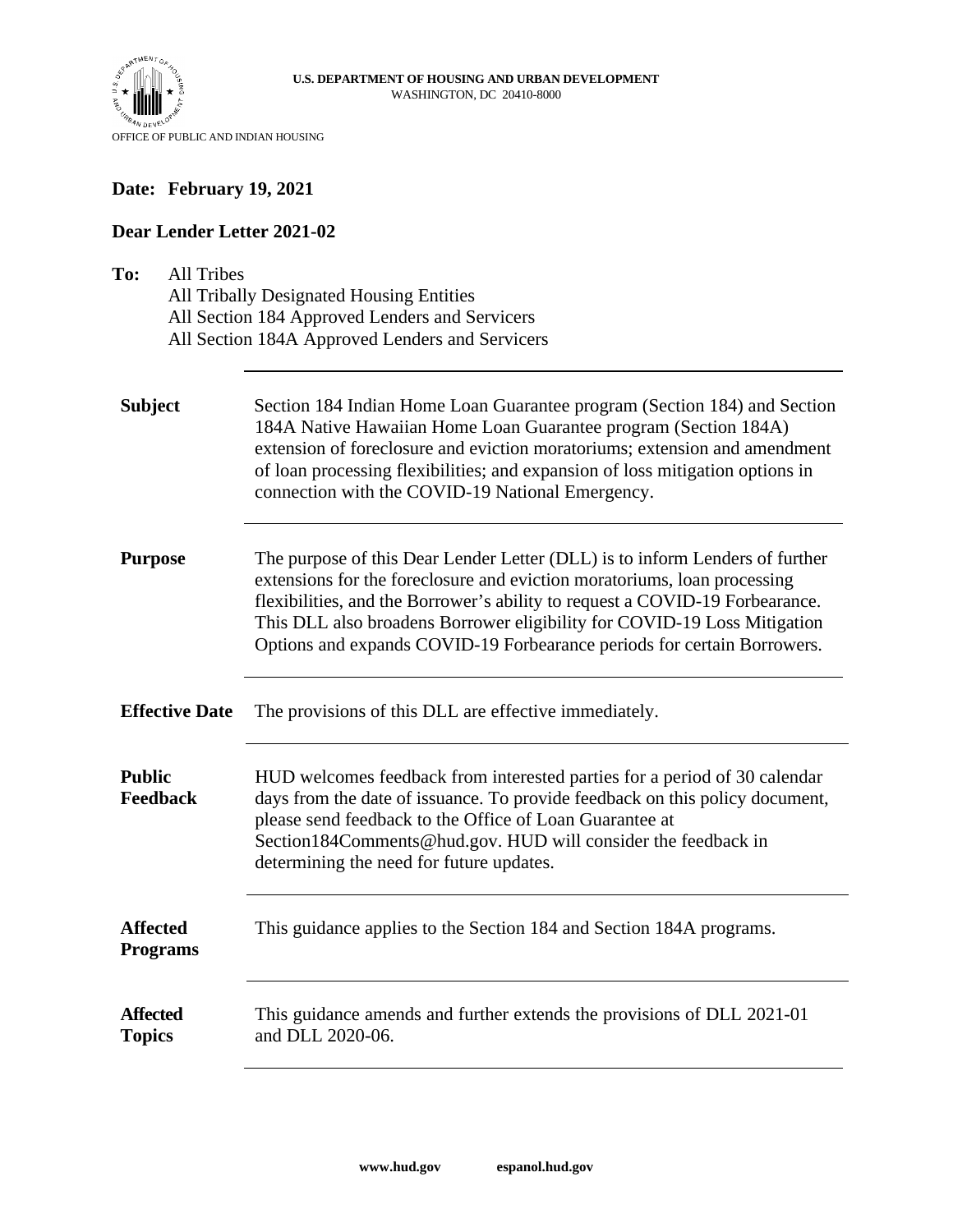**U.S. DEPARTMENT OF HOUSING AND URBAN DEVELOPMENT**
WASHINGTON, DC 20410-8000

OFFICE OF PUBLIC AND INDIAN HOUSING

**Date: February 19, 2021**

**Dear Lender Letter 2021-02**

**To:** All Tribes
All Tribally Designated Housing Entities
All Section 184 Approved Lenders and Servicers
All Section 184A Approved Lenders and Servicers

| | |
|---|---|
| **Subject** | Section 184 Indian Home Loan Guarantee program (Section 184) and Section 184A Native Hawaiian Home Loan Guarantee program (Section 184A) extension of foreclosure and eviction moratoriums; extension and amendment of loan processing flexibilities; and expansion of loss mitigation options in connection with the COVID-19 National Emergency. |
| **Purpose** | The purpose of this Dear Lender Letter (DLL) is to inform Lenders of further extensions for the foreclosure and eviction moratoriums, loan processing flexibilities, and the Borrower's ability to request a COVID-19 Forbearance. This DLL also broadens Borrower eligibility for COVID-19 Loss Mitigation Options and expands COVID-19 Forbearance periods for certain Borrowers. |
| **Effective Date** | The provisions of this DLL are effective immediately. |
| **Public Feedback** | HUD welcomes feedback from interested parties for a period of 30 calendar days from the date of issuance. To provide feedback on this policy document, please send feedback to the Office of Loan Guarantee at Section184Comments@hud.gov. HUD will consider the feedback in determining the need for future updates. |
| **Affected Programs** | This guidance applies to the Section 184 and Section 184A programs. |
| **Affected Topics** | This guidance amends and further extends the provisions of DLL 2021-01 and DLL 2020-06. |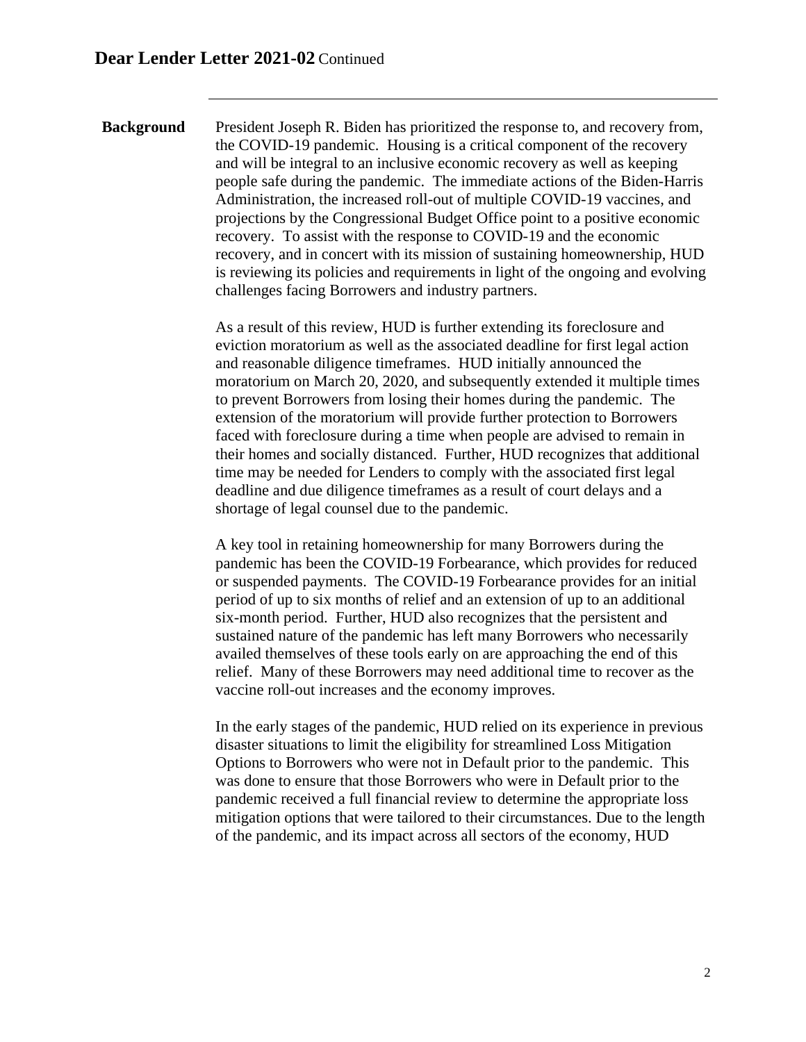**Background**

President Joseph R. Biden has prioritized the response to, and recovery from, the COVID-19 pandemic. Housing is a critical component of the recovery and will be integral to an inclusive economic recovery as well as keeping people safe during the pandemic. The immediate actions of the Biden-Harris Administration, the increased roll-out of multiple COVID-19 vaccines, and projections by the Congressional Budget Office point to a positive economic recovery. To assist with the response to COVID-19 and the economic recovery, and in concert with its mission of sustaining homeownership, HUD is reviewing its policies and requirements in light of the ongoing and evolving challenges facing Borrowers and industry partners.

As a result of this review, HUD is further extending its foreclosure and eviction moratorium as well as the associated deadline for first legal action and reasonable diligence timeframes. HUD initially announced the moratorium on March 20, 2020, and subsequently extended it multiple times to prevent Borrowers from losing their homes during the pandemic. The extension of the moratorium will provide further protection to Borrowers faced with foreclosure during a time when people are advised to remain in their homes and socially distanced. Further, HUD recognizes that additional time may be needed for Lenders to comply with the associated first legal deadline and due diligence timeframes as a result of court delays and a shortage of legal counsel due to the pandemic.

A key tool in retaining homeownership for many Borrowers during the pandemic has been the COVID-19 Forbearance, which provides for reduced or suspended payments. The COVID-19 Forbearance provides for an initial period of up to six months of relief and an extension of up to an additional six-month period. Further, HUD also recognizes that the persistent and sustained nature of the pandemic has left many Borrowers who necessarily availed themselves of these tools early on are approaching the end of this relief. Many of these Borrowers may need additional time to recover as the vaccine roll-out increases and the economy improves.

In the early stages of the pandemic, HUD relied on its experience in previous disaster situations to limit the eligibility for streamlined Loss Mitigation Options to Borrowers who were not in Default prior to the pandemic. This was done to ensure that those Borrowers who were in Default prior to the pandemic received a full financial review to determine the appropriate loss mitigation options that were tailored to their circumstances. Due to the length of the pandemic, and its impact across all sectors of the economy, HUD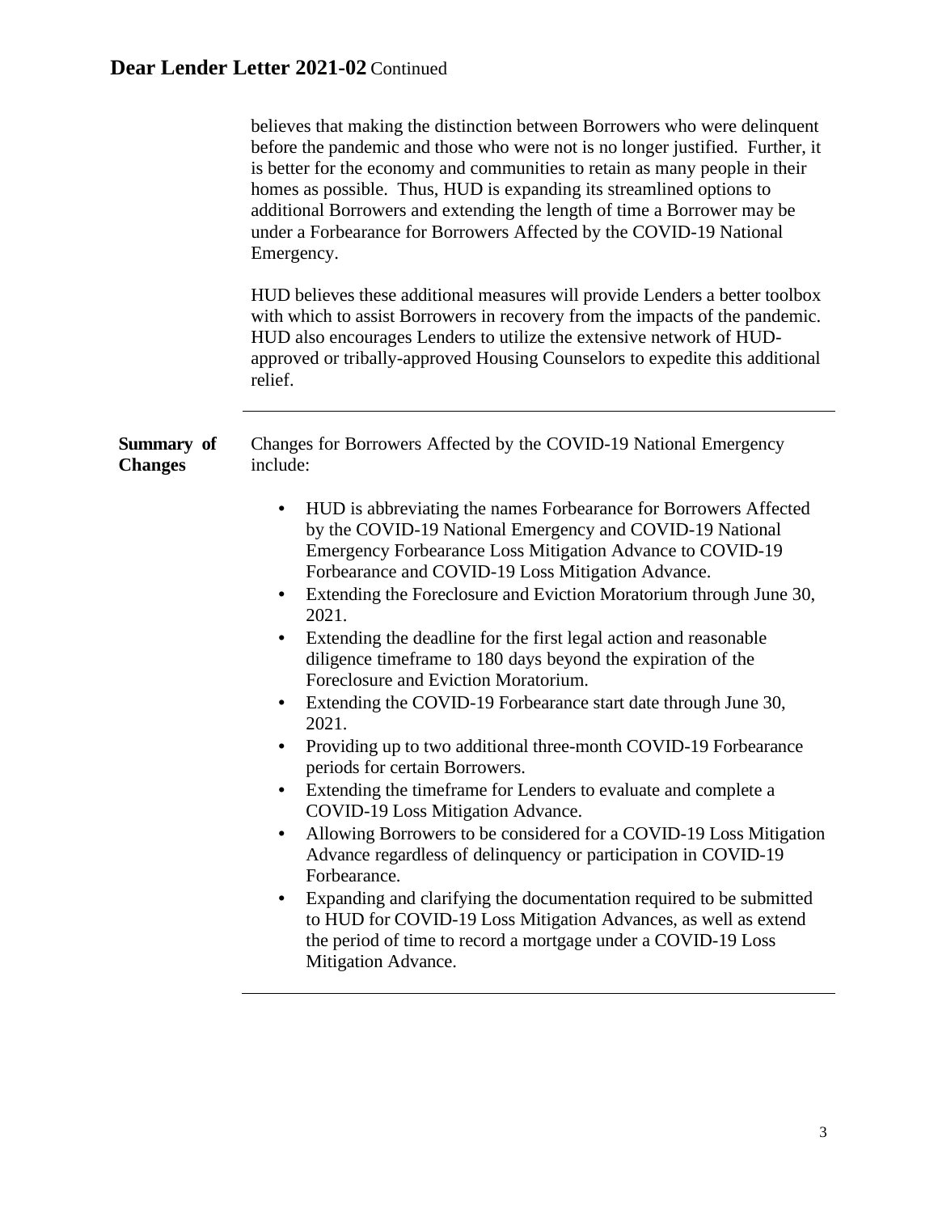believes that making the distinction between Borrowers who were delinquent before the pandemic and those who were not is no longer justified. Further, it is better for the economy and communities to retain as many people in their homes as possible. Thus, HUD is expanding its streamlined options to additional Borrowers and extending the length of time a Borrower may be under a Forbearance for Borrowers Affected by the COVID-19 National Emergency.

HUD believes these additional measures will provide Lenders a better toolbox with which to assist Borrowers in recovery from the impacts of the pandemic. HUD also encourages Lenders to utilize the extensive network of HUD-approved or tribally-approved Housing Counselors to expedite this additional relief.

---

**Summary of Changes**

Changes for Borrowers Affected by the COVID-19 National Emergency include:

- HUD is abbreviating the names Forbearance for Borrowers Affected by the COVID-19 National Emergency and COVID-19 National Emergency Forbearance Loss Mitigation Advance to COVID-19 Forbearance and COVID-19 Loss Mitigation Advance.
- Extending the Foreclosure and Eviction Moratorium through June 30, 2021.
- Extending the deadline for the first legal action and reasonable diligence timeframe to 180 days beyond the expiration of the Foreclosure and Eviction Moratorium.
- Extending the COVID-19 Forbearance start date through June 30, 2021.
- Providing up to two additional three-month COVID-19 Forbearance periods for certain Borrowers.
- Extending the timeframe for Lenders to evaluate and complete a COVID-19 Loss Mitigation Advance.
- Allowing Borrowers to be considered for a COVID-19 Loss Mitigation Advance regardless of delinquency or participation in COVID-19 Forbearance.
- Expanding and clarifying the documentation required to be submitted to HUD for COVID-19 Loss Mitigation Advances, as well as extend the period of time to record a mortgage under a COVID-19 Loss Mitigation Advance.

---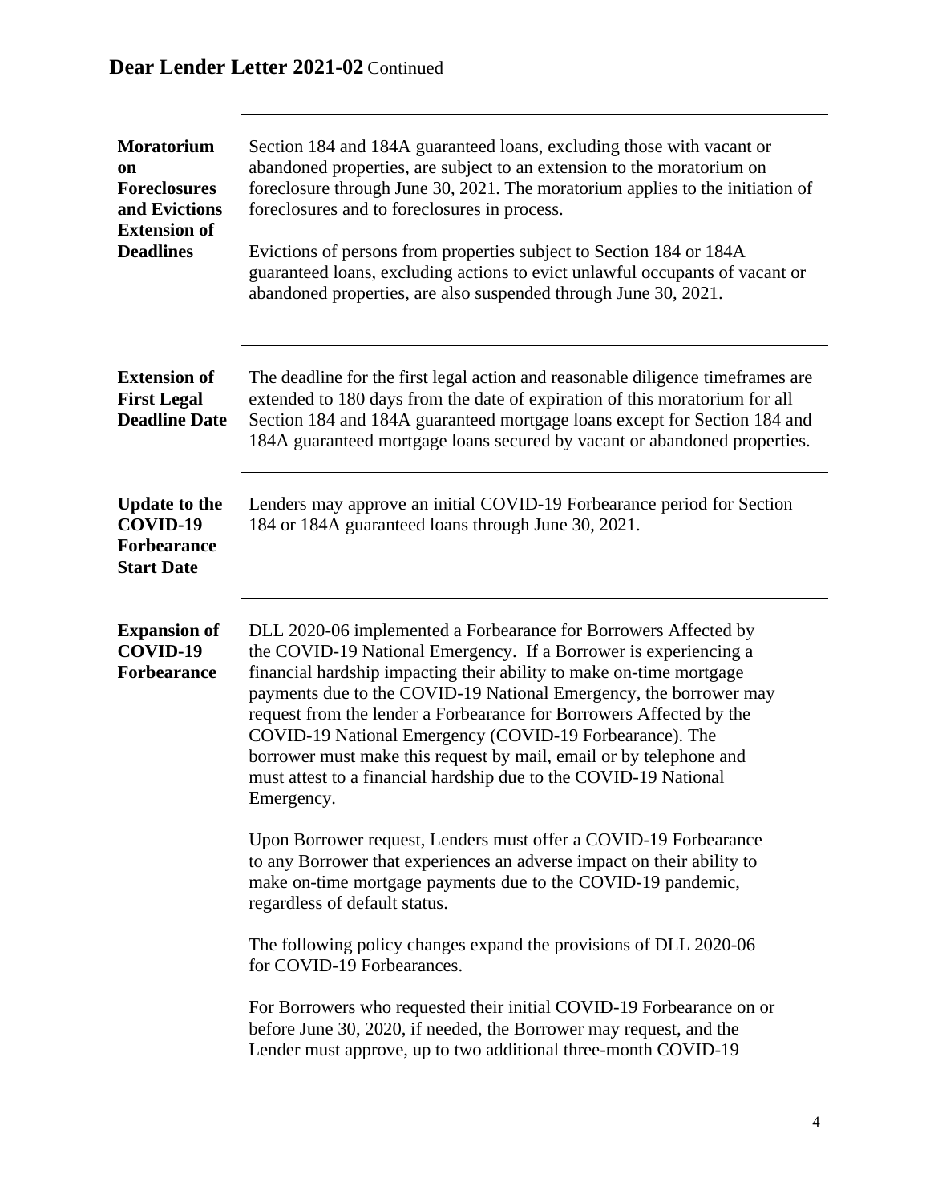**Moratorium on Foreclosures and Evictions Extension of Deadlines**

Section 184 and 184A guaranteed loans, excluding those with vacant or abandoned properties, are subject to an extension to the moratorium on foreclosure through June 30, 2021. The moratorium applies to the initiation of foreclosures and to foreclosures in process.

Evictions of persons from properties subject to Section 184 or 184A guaranteed loans, excluding actions to evict unlawful occupants of vacant or abandoned properties, are also suspended through June 30, 2021.

---

**Extension of First Legal Deadline Date**

The deadline for the first legal action and reasonable diligence timeframes are extended to 180 days from the date of expiration of this moratorium for all Section 184 and 184A guaranteed mortgage loans except for Section 184 and 184A guaranteed mortgage loans secured by vacant or abandoned properties.

---

**Update to the COVID-19 Forbearance Start Date**

Lenders may approve an initial COVID-19 Forbearance period for Section 184 or 184A guaranteed loans through June 30, 2021.

---

**Expansion of COVID-19 Forbearance**

DLL 2020-06 implemented a Forbearance for Borrowers Affected by the COVID-19 National Emergency. If a Borrower is experiencing a financial hardship impacting their ability to make on-time mortgage payments due to the COVID-19 National Emergency, the borrower may request from the lender a Forbearance for Borrowers Affected by the COVID-19 National Emergency (COVID-19 Forbearance). The borrower must make this request by mail, email or by telephone and must attest to a financial hardship due to the COVID-19 National Emergency.

Upon Borrower request, Lenders must offer a COVID-19 Forbearance to any Borrower that experiences an adverse impact on their ability to make on-time mortgage payments due to the COVID-19 pandemic, regardless of default status.

The following policy changes expand the provisions of DLL 2020-06 for COVID-19 Forbearances.

For Borrowers who requested their initial COVID-19 Forbearance on or before June 30, 2020, if needed, the Borrower may request, and the Lender must approve, up to two additional three-month COVID-19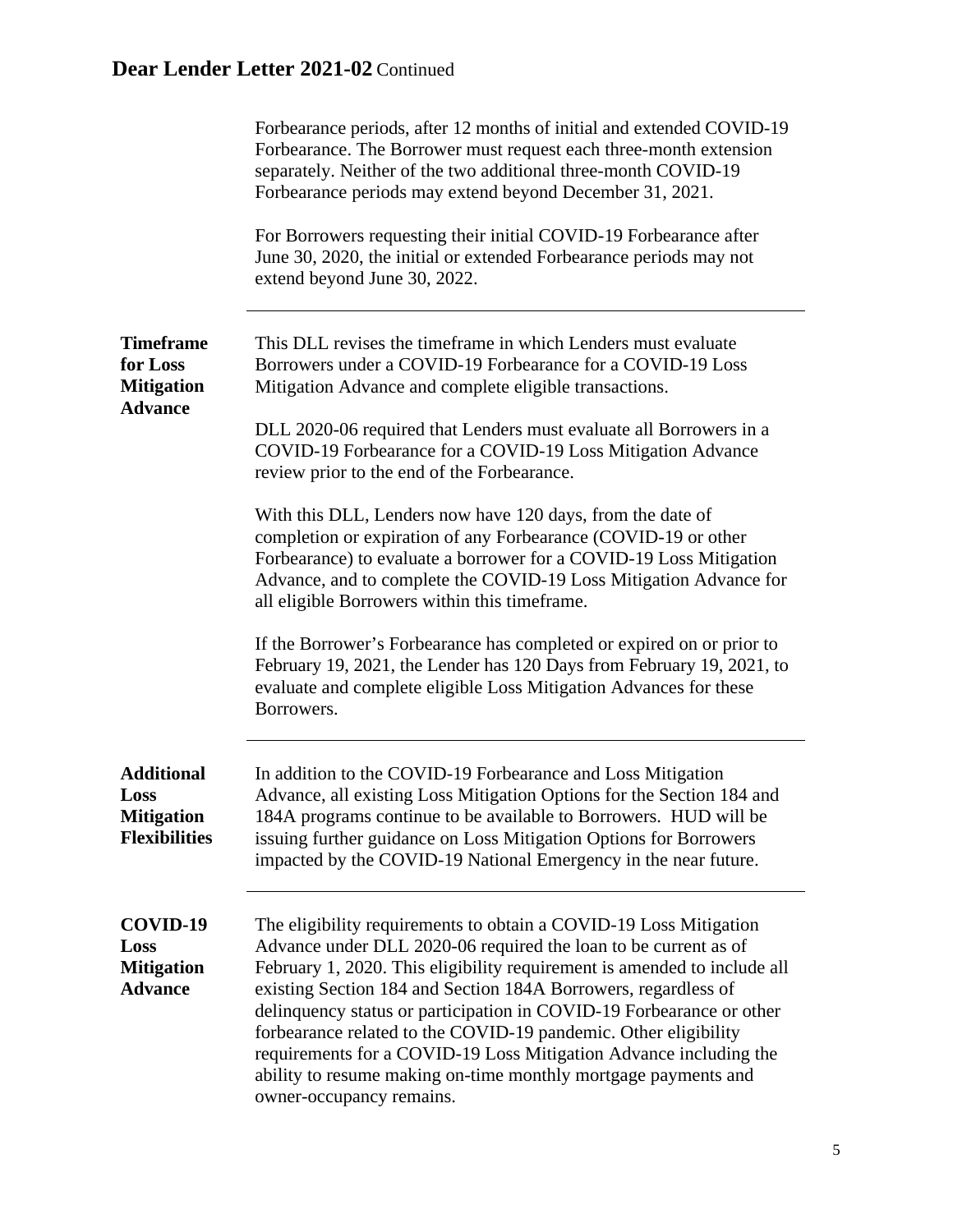Forbearance periods, after 12 months of initial and extended COVID-19 Forbearance. The Borrower must request each three-month extension separately. Neither of the two additional three-month COVID-19 Forbearance periods may extend beyond December 31, 2021.

For Borrowers requesting their initial COVID-19 Forbearance after June 30, 2020, the initial or extended Forbearance periods may not extend beyond June 30, 2022.

---

**Timeframe for Loss Mitigation Advance**

This DLL revises the timeframe in which Lenders must evaluate Borrowers under a COVID-19 Forbearance for a COVID-19 Loss Mitigation Advance and complete eligible transactions.

DLL 2020-06 required that Lenders must evaluate all Borrowers in a COVID-19 Forbearance for a COVID-19 Loss Mitigation Advance review prior to the end of the Forbearance.

With this DLL, Lenders now have 120 days, from the date of completion or expiration of any Forbearance (COVID-19 or other Forbearance) to evaluate a borrower for a COVID-19 Loss Mitigation Advance, and to complete the COVID-19 Loss Mitigation Advance for all eligible Borrowers within this timeframe.

If the Borrower's Forbearance has completed or expired on or prior to February 19, 2021, the Lender has 120 Days from February 19, 2021, to evaluate and complete eligible Loss Mitigation Advances for these Borrowers.

---

**Additional Loss Mitigation Flexibilities**

In addition to the COVID-19 Forbearance and Loss Mitigation Advance, all existing Loss Mitigation Options for the Section 184 and 184A programs continue to be available to Borrowers. HUD will be issuing further guidance on Loss Mitigation Options for Borrowers impacted by the COVID-19 National Emergency in the near future.

---

**COVID-19 Loss Mitigation Advance**

The eligibility requirements to obtain a COVID-19 Loss Mitigation Advance under DLL 2020-06 required the loan to be current as of February 1, 2020. This eligibility requirement is amended to include all existing Section 184 and Section 184A Borrowers, regardless of delinquency status or participation in COVID-19 Forbearance or other forbearance related to the COVID-19 pandemic. Other eligibility requirements for a COVID-19 Loss Mitigation Advance including the ability to resume making on-time monthly mortgage payments and owner-occupancy remains.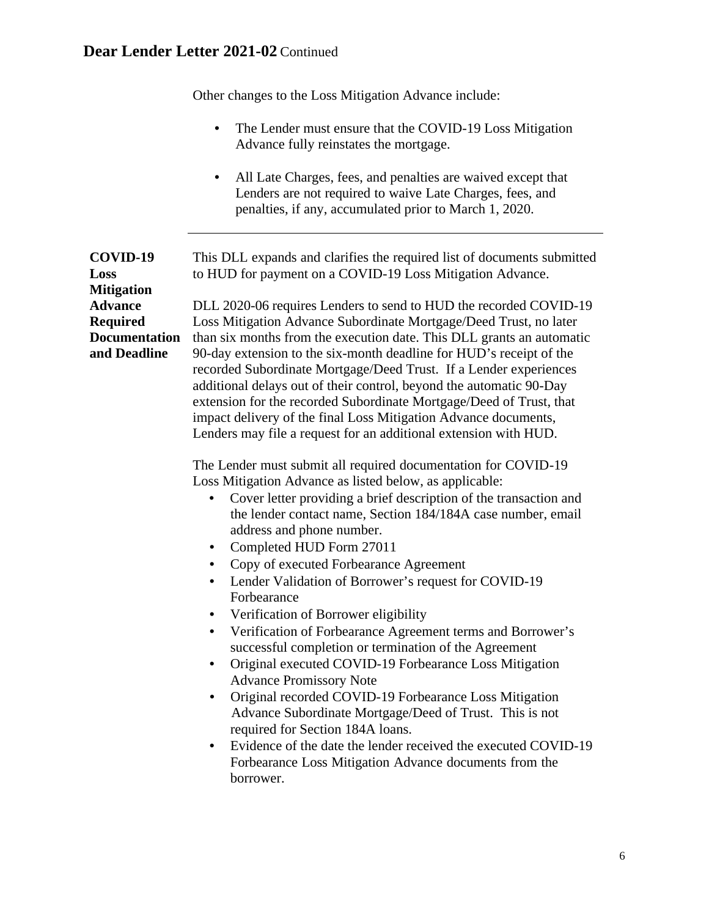Other changes to the Loss Mitigation Advance include:

- The Lender must ensure that the COVID-19 Loss Mitigation Advance fully reinstates the mortgage.
- All Late Charges, fees, and penalties are waived except that Lenders are not required to waive Late Charges, fees, and penalties, if any, accumulated prior to March 1, 2020.

---

**COVID-19 Loss Mitigation Advance Required Documentation and Deadline**

This DLL expands and clarifies the required list of documents submitted to HUD for payment on a COVID-19 Loss Mitigation Advance.

DLL 2020-06 requires Lenders to send to HUD the recorded COVID-19 Loss Mitigation Advance Subordinate Mortgage/Deed Trust, no later than six months from the execution date. This DLL grants an automatic 90-day extension to the six-month deadline for HUD's receipt of the recorded Subordinate Mortgage/Deed Trust. If a Lender experiences additional delays out of their control, beyond the automatic 90-Day extension for the recorded Subordinate Mortgage/Deed of Trust, that impact delivery of the final Loss Mitigation Advance documents, Lenders may file a request for an additional extension with HUD.

The Lender must submit all required documentation for COVID-19 Loss Mitigation Advance as listed below, as applicable:

- Cover letter providing a brief description of the transaction and the lender contact name, Section 184/184A case number, email address and phone number.
- Completed HUD Form 27011
- Copy of executed Forbearance Agreement
- Lender Validation of Borrower's request for COVID-19 Forbearance
- Verification of Borrower eligibility
- Verification of Forbearance Agreement terms and Borrower's successful completion or termination of the Agreement
- Original executed COVID-19 Forbearance Loss Mitigation Advance Promissory Note
- Original recorded COVID-19 Forbearance Loss Mitigation Advance Subordinate Mortgage/Deed of Trust. This is not required for Section 184A loans.
- Evidence of the date the lender received the executed COVID-19 Forbearance Loss Mitigation Advance documents from the borrower.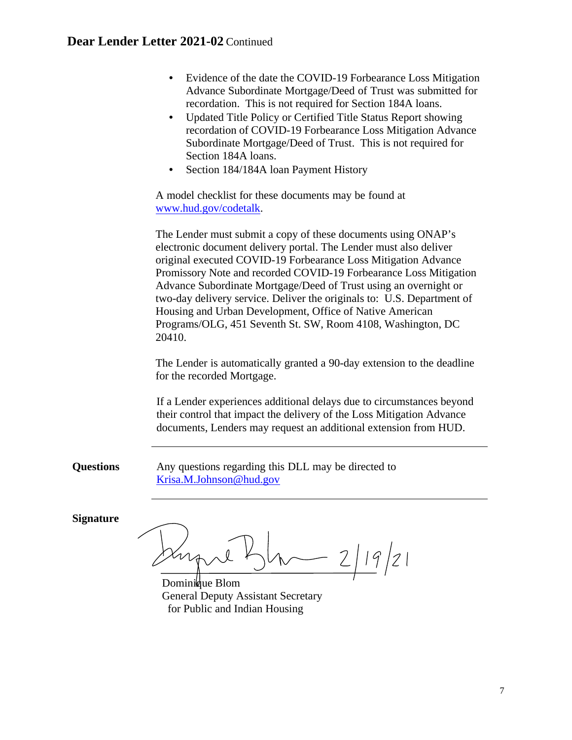- Evidence of the date the COVID-19 Forbearance Loss Mitigation Advance Subordinate Mortgage/Deed of Trust was submitted for recordation. This is not required for Section 184A loans.
- Updated Title Policy or Certified Title Status Report showing recordation of COVID-19 Forbearance Loss Mitigation Advance Subordinate Mortgage/Deed of Trust. This is not required for Section 184A loans.
- Section 184/184A loan Payment History

A model checklist for these documents may be found at www.hud.gov/codetalk.

The Lender must submit a copy of these documents using ONAP's electronic document delivery portal. The Lender must also deliver original executed COVID-19 Forbearance Loss Mitigation Advance Promissory Note and recorded COVID-19 Forbearance Loss Mitigation Advance Subordinate Mortgage/Deed of Trust using an overnight or two-day delivery service. Deliver the originals to: U.S. Department of Housing and Urban Development, Office of Native American Programs/OLG, 451 Seventh St. SW, Room 4108, Washington, DC 20410.

The Lender is automatically granted a 90-day extension to the deadline for the recorded Mortgage.

If a Lender experiences additional delays due to circumstances beyond their control that impact the delivery of the Loss Mitigation Advance documents, Lenders may request an additional extension from HUD.

**Questions**

Any questions regarding this DLL may be directed to Krisa.M.Johnson@hud.gov

**Signature**

2/19/21

Dominique Blom
General Deputy Assistant Secretary
for Public and Indian Housing